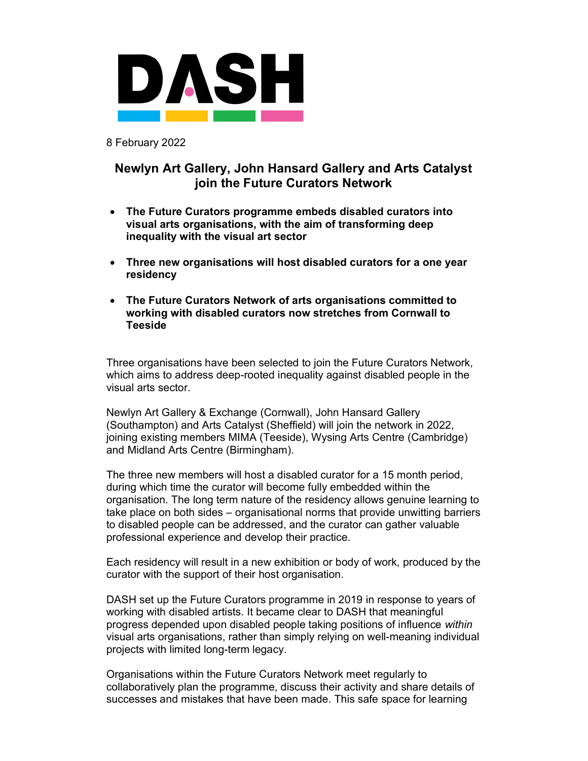DASH

8 February 2022

## Newlyn Art Gallery, John Hansard Gallery and Arts Catalyst join the Future Curators Network

- **The Future Curators programme embeds disabled curators into visual arts organisations, with the aim of transforming deep inequality with the visual art sector**
- **Three new organisations will host disabled curators for a one year residency**
- **The Future Curators Network of arts organisations committed to working with disabled curators now stretches from Cornwall to Teeside**

Three organisations have been selected to join the Future Curators Network, which aims to address deep-rooted inequality against disabled people in the visual arts sector.

Newlyn Art Gallery & Exchange (Cornwall), John Hansard Gallery (Southampton) and Arts Catalyst (Sheffield) will join the network in 2022, joining existing members MIMA (Teeside), Wysing Arts Centre (Cambridge) and Midland Arts Centre (Birmingham).

The three new members will host a disabled curator for a 15 month period, during which time the curator will become fully embedded within the organisation. The long term nature of the residency allows genuine learning to take place on both sides – organisational norms that provide unwitting barriers to disabled people can be addressed, and the curator can gather valuable professional experience and develop their practice.

Each residency will result in a new exhibition or body of work, produced by the curator with the support of their host organisation.

DASH set up the Future Curators programme in 2019 in response to years of working with disabled artists. It became clear to DASH that meaningful progress depended upon disabled people taking positions of influence *within* visual arts organisations, rather than simply relying on well-meaning individual projects with limited long-term legacy.

Organisations within the Future Curators Network meet regularly to collaboratively plan the programme, discuss their activity and share details of successes and mistakes that have been made. This safe space for learning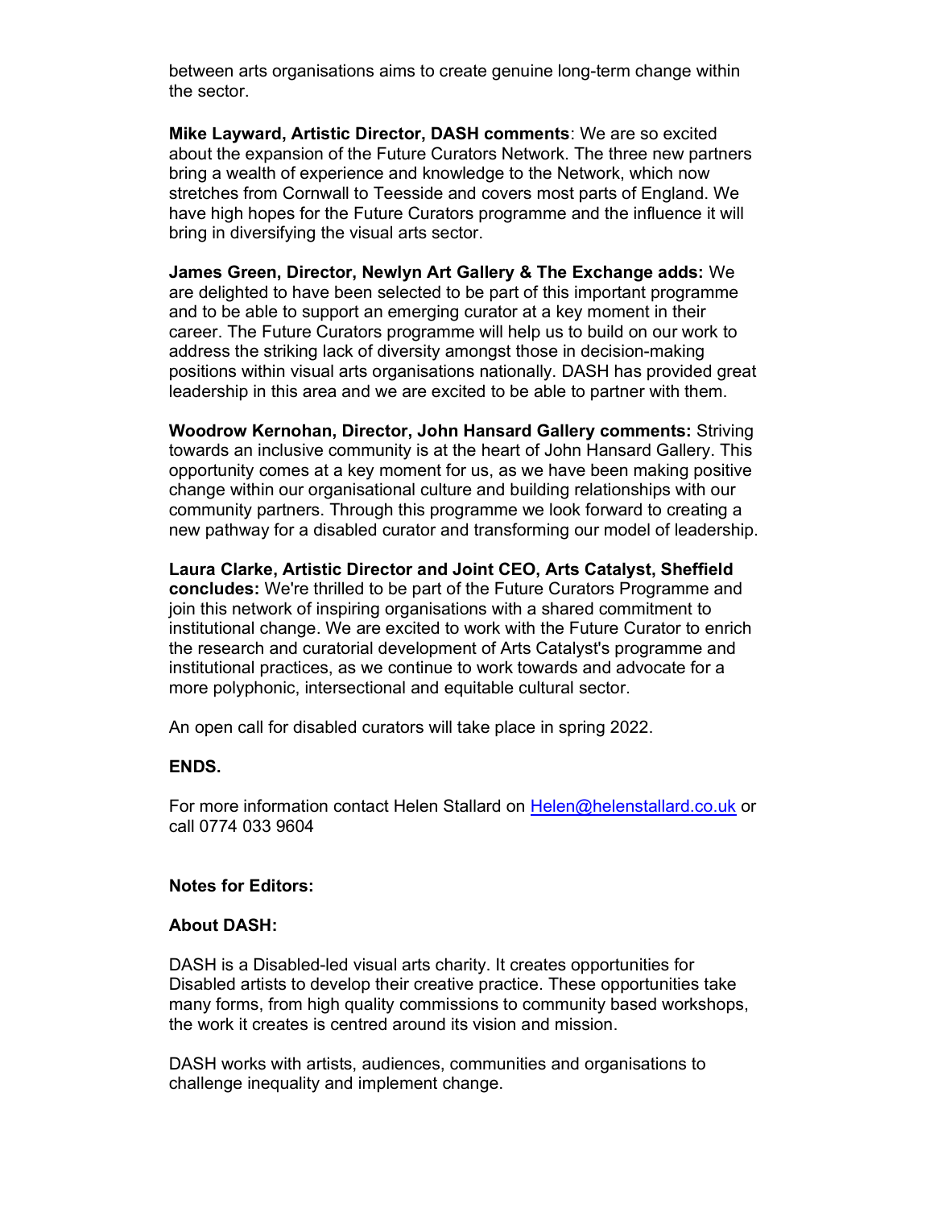between arts organisations aims to create genuine long-term change within the sector.

**Mike Layward, Artistic Director, DASH comments**: We are so excited about the expansion of the Future Curators Network. The three new partners bring a wealth of experience and knowledge to the Network, which now stretches from Cornwall to Teesside and covers most parts of England. We have high hopes for the Future Curators programme and the influence it will bring in diversifying the visual arts sector.

**James Green, Director, Newlyn Art Gallery & The Exchange adds:** We are delighted to have been selected to be part of this important programme and to be able to support an emerging curator at a key moment in their career. The Future Curators programme will help us to build on our work to address the striking lack of diversity amongst those in decision-making positions within visual arts organisations nationally. DASH has provided great leadership in this area and we are excited to be able to partner with them.

**Woodrow Kernohan, Director, John Hansard Gallery comments:** Striving towards an inclusive community is at the heart of John Hansard Gallery. This opportunity comes at a key moment for us, as we have been making positive change within our organisational culture and building relationships with our community partners. Through this programme we look forward to creating a new pathway for a disabled curator and transforming our model of leadership.

**Laura Clarke, Artistic Director and Joint CEO, Arts Catalyst, Sheffield concludes:** We're thrilled to be part of the Future Curators Programme and join this network of inspiring organisations with a shared commitment to institutional change. We are excited to work with the Future Curator to enrich the research and curatorial development of Arts Catalyst's programme and institutional practices, as we continue to work towards and advocate for a more polyphonic, intersectional and equitable cultural sector.

An open call for disabled curators will take place in spring 2022.

**ENDS.**

For more information contact Helen Stallard on [Helen@helenstallard.co.uk](mailto:Helen@helenstallard.co.uk) or call 0774 033 9604

**Notes for Editors:**

**About DASH:**

DASH is a Disabled-led visual arts charity. It creates opportunities for Disabled artists to develop their creative practice. These opportunities take many forms, from high quality commissions to community based workshops, the work it creates is centred around its vision and mission.

DASH works with artists, audiences, communities and organisations to challenge inequality and implement change.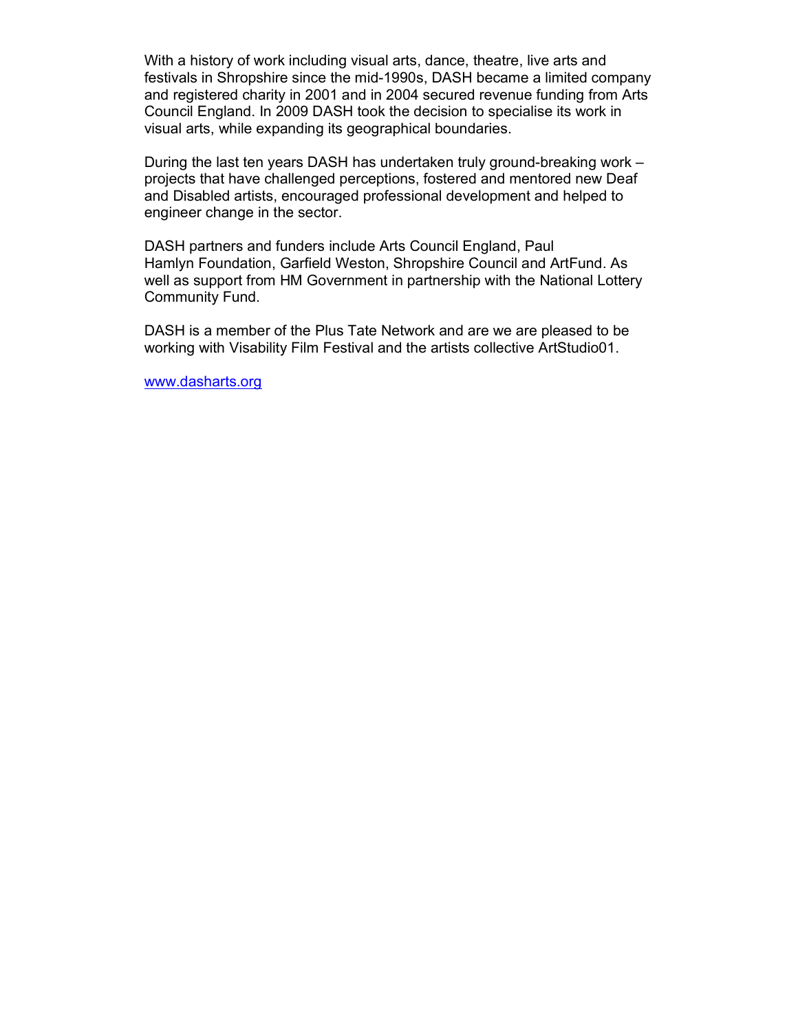With a history of work including visual arts, dance, theatre, live arts and festivals in Shropshire since the mid-1990s, DASH became a limited company and registered charity in 2001 and in 2004 secured revenue funding from Arts Council England. In 2009 DASH took the decision to specialise its work in visual arts, while expanding its geographical boundaries.

During the last ten years DASH has undertaken truly ground-breaking work – projects that have challenged perceptions, fostered and mentored new Deaf and Disabled artists, encouraged professional development and helped to engineer change in the sector.

DASH partners and funders include Arts Council England, Paul Hamlyn Foundation, Garfield Weston, Shropshire Council and ArtFund. As well as support from HM Government in partnership with the National Lottery Community Fund.

DASH is a member of the Plus Tate Network and are we are pleased to be working with Visability Film Festival and the artists collective ArtStudio01.

[www.dasharts.org](http://www.dasharts.org)